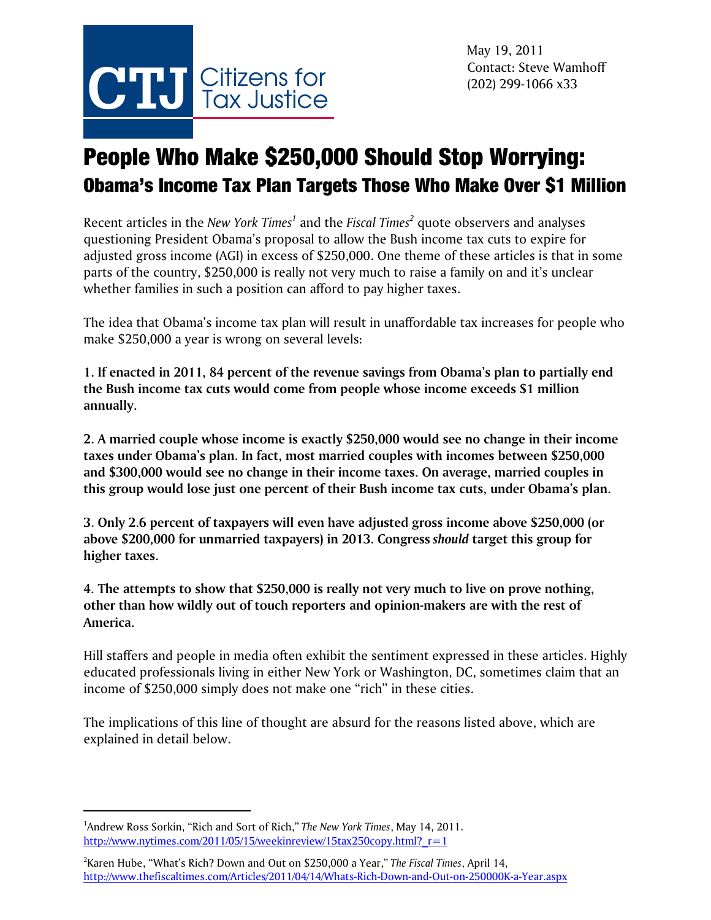CTJ Citizens for Tax Justice

May 19, 2011
Contact: Steve Wamhoff
(202) 299-1066 x33

# People Who Make $250,000 Should Stop Worrying:
## Obama's Income Tax Plan Targets Those Who Make Over $1 Million

Recent articles in the *New York Times*[1] and the *Fiscal Times*[2] quote observers and analyses questioning President Obama's proposal to allow the Bush income tax cuts to expire for adjusted gross income (AGI) in excess of $250,000. One theme of these articles is that in some parts of the country, $250,000 is really not very much to raise a family on and it's unclear whether families in such a position can afford to pay higher taxes.

The idea that Obama's income tax plan will result in unaffordable tax increases for people who make $250,000 a year is wrong on several levels:

**1. If enacted in 2011, 84 percent of the revenue savings from Obama's plan to partially end the Bush income tax cuts would come from people whose income exceeds $1 million annually.**

**2. A married couple whose income is exactly $250,000 would see no change in their income taxes under Obama's plan. In fact, most married couples with incomes between $250,000 and $300,000 would see no change in their income taxes. On average, married couples in this group would lose just one percent of their Bush income tax cuts, under Obama's plan.**

**3. Only 2.6 percent of taxpayers will even have adjusted gross income above $250,000 (or above $200,000 for unmarried taxpayers) in 2013. Congress *should* target this group for higher taxes.**

**4. The attempts to show that $250,000 is really not very much to live on prove nothing, other than how wildly out of touch reporters and opinion-makers are with the rest of America.**

Hill staffers and people in media often exhibit the sentiment expressed in these articles. Highly educated professionals living in either New York or Washington, DC, sometimes claim that an income of $250,000 simply does not make one "rich" in these cities.

The implications of this line of thought are absurd for the reasons listed above, which are explained in detail below.

---

[1]Andrew Ross Sorkin, "Rich and Sort of Rich," *The New York Times*, May 14, 2011. http://www.nytimes.com/2011/05/15/weekinreview/15tax250copy.html?_r=1

[2]Karen Hube, "What's Rich? Down and Out on $250,000 a Year," *The Fiscal Times*, April 14, http://www.thefiscaltimes.com/Articles/2011/04/14/Whats-Rich-Down-and-Out-on-250000K-a-Year.aspx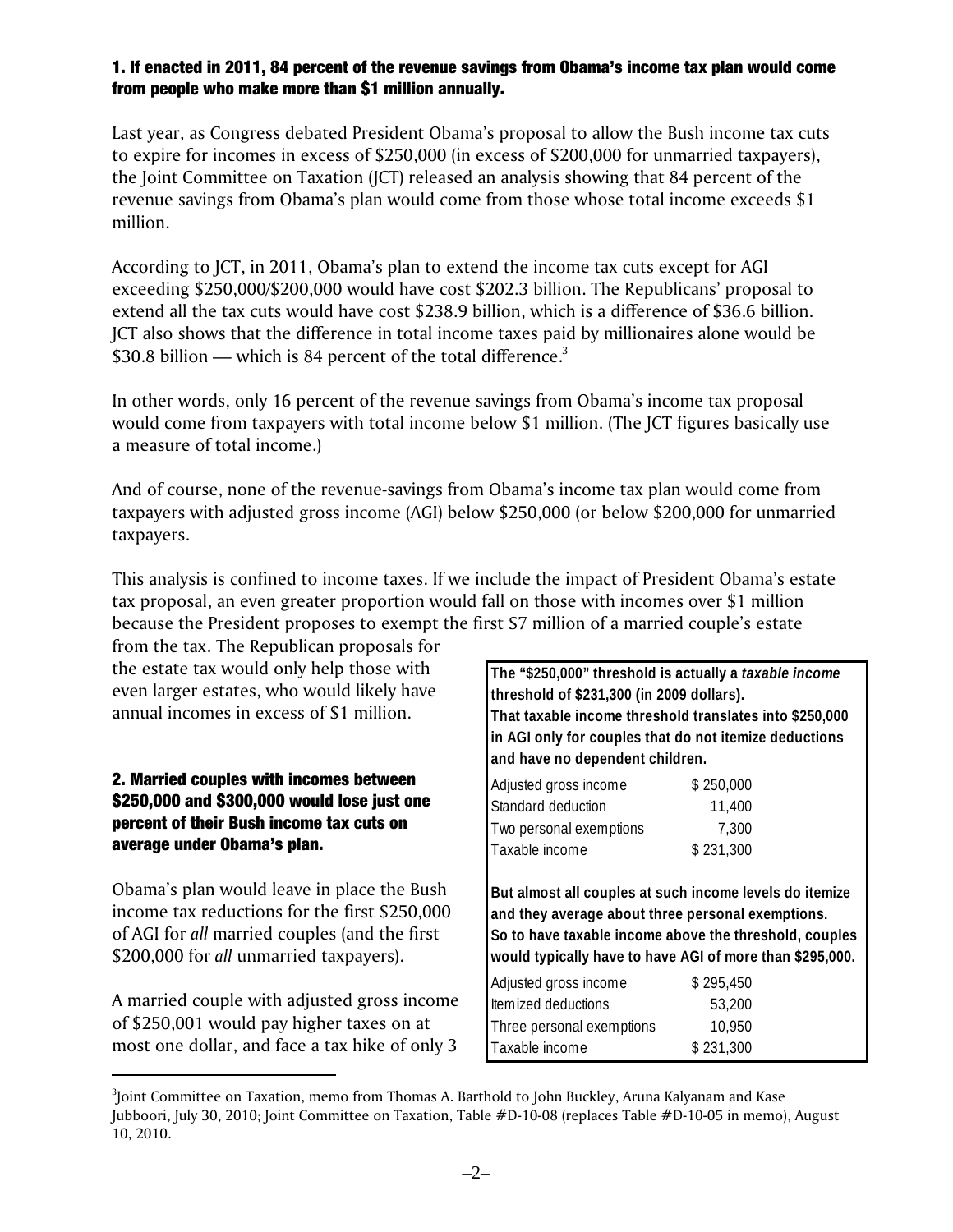### 1. If enacted in 2011, 84 percent of the revenue savings from Obama's income tax plan would come from people who make more than $1 million annually.

Last year, as Congress debated President Obama's proposal to allow the Bush income tax cuts to expire for incomes in excess of $250,000 (in excess of $200,000 for unmarried taxpayers), the Joint Committee on Taxation (JCT) released an analysis showing that 84 percent of the revenue savings from Obama's plan would come from those whose total income exceeds $1 million.

According to JCT, in 2011, Obama's plan to extend the income tax cuts except for AGI exceeding $250,000/$200,000 would have cost $202.3 billion. The Republicans' proposal to extend all the tax cuts would have cost $238.9 billion, which is a difference of $36.6 billion. JCT also shows that the difference in total income taxes paid by millionaires alone would be $30.8 billion — which is 84 percent of the total difference.[3]

In other words, only 16 percent of the revenue savings from Obama's income tax proposal would come from taxpayers with total income below $1 million. (The JCT figures basically use a measure of total income.)

And of course, none of the revenue-savings from Obama's income tax plan would come from taxpayers with adjusted gross income (AGI) below $250,000 (or below $200,000 for unmarried taxpayers.

This analysis is confined to income taxes. If we include the impact of President Obama's estate tax proposal, an even greater proportion would fall on those with incomes over $1 million because the President proposes to exempt the first $7 million of a married couple's estate from the tax. The Republican proposals for the estate tax would only help those with even larger estates, who would likely have annual incomes in excess of $1 million.

### 2. Married couples with incomes between $250,000 and $300,000 would lose just one percent of their Bush income tax cuts on average under Obama's plan.

Obama's plan would leave in place the Bush income tax reductions for the first $250,000 of AGI for *all* married couples (and the first $200,000 for *all* unmarried taxpayers).

A married couple with adjusted gross income of $250,001 would pay higher taxes on at most one dollar, and face a tax hike of only 3

**The "$250,000" threshold is actually a *taxable income* threshold of $231,300 (in 2009 dollars).**
**That taxable income threshold translates into $250,000 in AGI only for couples that do not itemize deductions and have no dependent children.**

| | |
|---|---|
| Adjusted gross income | $ 250,000 |
| Standard deduction | 11,400 |
| Two personal exemptions | 7,300 |
| Taxable income | $ 231,300 |

**But almost all couples at such income levels do itemize and they average about three personal exemptions.**
**So to have taxable income above the threshold, couples would typically have to have AGI of more than $295,000.**

| | |
|---|---|
| Adjusted gross income | $ 295,450 |
| Itemized deductions | 53,200 |
| Three personal exemptions | 10,950 |
| Taxable income | $ 231,300 |

[3]Joint Committee on Taxation, memo from Thomas A. Barthold to John Buckley, Aruna Kalyanam and Kase Jubboori, July 30, 2010; Joint Committee on Taxation, Table #D-10-08 (replaces Table #D-10-05 in memo), August 10, 2010.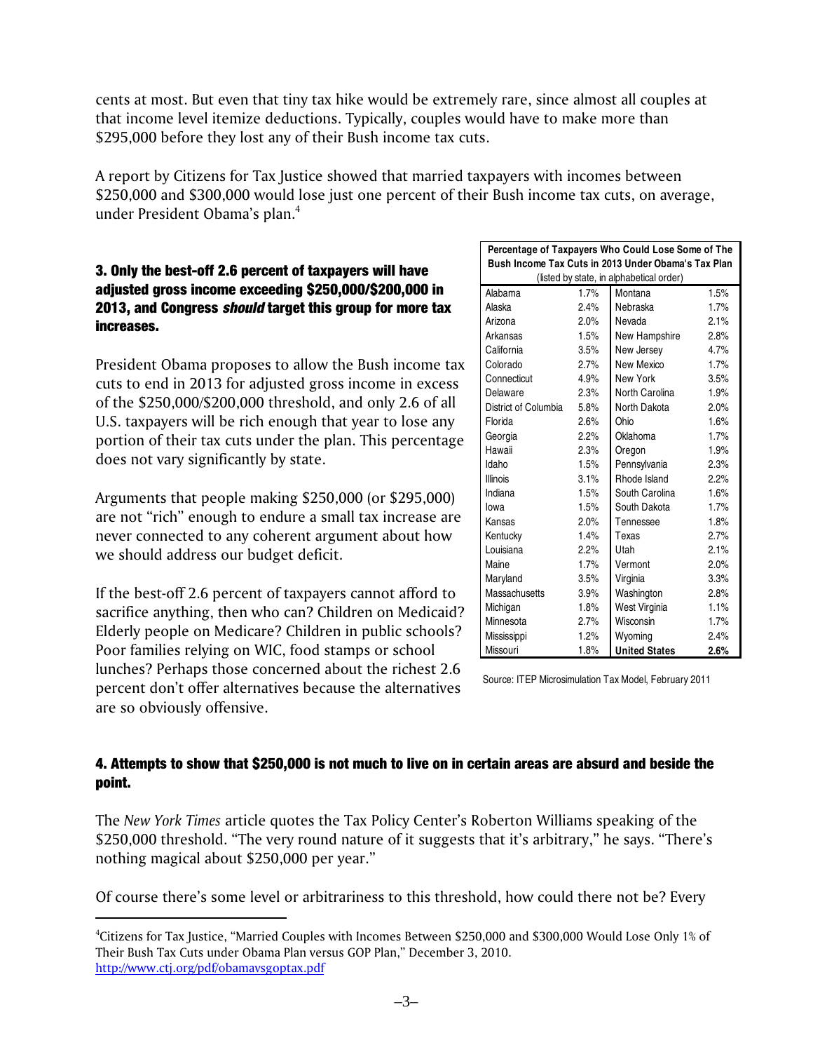cents at most. But even that tiny tax hike would be extremely rare, since almost all couples at that income level itemize deductions. Typically, couples would have to make more than $295,000 before they lost any of their Bush income tax cuts.

A report by Citizens for Tax Justice showed that married taxpayers with incomes between $250,000 and $300,000 would lose just one percent of their Bush income tax cuts, on average, under President Obama's plan.[4]

### 3. Only the best-off 2.6 percent of taxpayers will have adjusted gross income exceeding $250,000/$200,000 in 2013, and Congress *should* target this group for more tax increases.

President Obama proposes to allow the Bush income tax cuts to end in 2013 for adjusted gross income in excess of the $250,000/$200,000 threshold, and only 2.6 of all U.S. taxpayers will be rich enough that year to lose any portion of their tax cuts under the plan. This percentage does not vary significantly by state.

Arguments that people making $250,000 (or $295,000) are not "rich" enough to endure a small tax increase are never connected to any coherent argument about how we should address our budget deficit.

If the best-off 2.6 percent of taxpayers cannot afford to sacrifice anything, then who can? Children on Medicaid? Elderly people on Medicare? Children in public schools? Poor families relying on WIC, food stamps or school lunches? Perhaps those concerned about the richest 2.6 percent don't offer alternatives because the alternatives are so obviously offensive.

**Percentage of Taxpayers Who Could Lose Some of The Bush Income Tax Cuts in 2013 Under Obama's Tax Plan**
(listed by state, in alphabetical order)

| State | % | State | % |
|---|---|---|---|
| Alabama | 1.7% | Montana | 1.5% |
| Alaska | 2.4% | Nebraska | 1.7% |
| Arizona | 2.0% | Nevada | 2.1% |
| Arkansas | 1.5% | New Hampshire | 2.8% |
| California | 3.5% | New Jersey | 4.7% |
| Colorado | 2.7% | New Mexico | 1.7% |
| Connecticut | 4.9% | New York | 3.5% |
| Delaware | 2.3% | North Carolina | 1.9% |
| District of Columbia | 5.8% | North Dakota | 2.0% |
| Florida | 2.6% | Ohio | 1.6% |
| Georgia | 2.2% | Oklahoma | 1.7% |
| Hawaii | 2.3% | Oregon | 1.9% |
| Idaho | 1.5% | Pennsylvania | 2.3% |
| Illinois | 3.1% | Rhode Island | 2.2% |
| Indiana | 1.5% | South Carolina | 1.6% |
| Iowa | 1.5% | South Dakota | 1.7% |
| Kansas | 2.0% | Tennessee | 1.8% |
| Kentucky | 1.4% | Texas | 2.7% |
| Louisiana | 2.2% | Utah | 2.1% |
| Maine | 1.7% | Vermont | 2.0% |
| Maryland | 3.5% | Virginia | 3.3% |
| Massachusetts | 3.9% | Washington | 2.8% |
| Michigan | 1.8% | West Virginia | 1.1% |
| Minnesota | 2.7% | Wisconsin | 1.7% |
| Mississippi | 1.2% | Wyoming | 2.4% |
| Missouri | 1.8% | **United States** | **2.6%** |

Source: ITEP Microsimulation Tax Model, February 2011

### 4. Attempts to show that $250,000 is not much to live on in certain areas are absurd and beside the point.

The *New York Times* article quotes the Tax Policy Center's Roberton Williams speaking of the $250,000 threshold. "The very round nature of it suggests that it's arbitrary," he says. "There's nothing magical about $250,000 per year."

Of course there's some level or arbitrariness to this threshold, how could there not be? Every

[4] Citizens for Tax Justice, "Married Couples with Incomes Between $250,000 and $300,000 Would Lose Only 1% of Their Bush Tax Cuts under Obama Plan versus GOP Plan," December 3, 2010. http://www.ctj.org/pdf/obamavsgoptax.pdf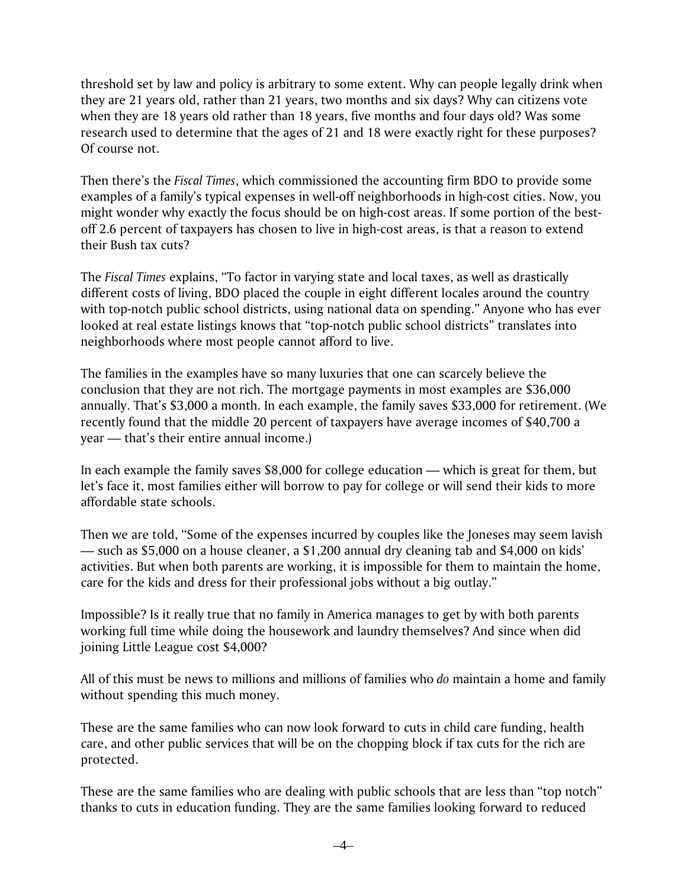threshold set by law and policy is arbitrary to some extent. Why can people legally drink when they are 21 years old, rather than 21 years, two months and six days? Why can citizens vote when they are 18 years old rather than 18 years, five months and four days old? Was some research used to determine that the ages of 21 and 18 were exactly right for these purposes? Of course not.

Then there's the *Fiscal Times*, which commissioned the accounting firm BDO to provide some examples of a family's typical expenses in well-off neighborhoods in high-cost cities. Now, you might wonder why exactly the focus should be on high-cost areas. If some portion of the best-off 2.6 percent of taxpayers has chosen to live in high-cost areas, is that a reason to extend their Bush tax cuts?

The *Fiscal Times* explains, "To factor in varying state and local taxes, as well as drastically different costs of living, BDO placed the couple in eight different locales around the country with top-notch public school districts, using national data on spending." Anyone who has ever looked at real estate listings knows that "top-notch public school districts" translates into neighborhoods where most people cannot afford to live.

The families in the examples have so many luxuries that one can scarcely believe the conclusion that they are not rich. The mortgage payments in most examples are $36,000 annually. That's $3,000 a month. In each example, the family saves $33,000 for retirement. (We recently found that the middle 20 percent of taxpayers have average incomes of $40,700 a year — that's their entire annual income.)

In each example the family saves $8,000 for college education — which is great for them, but let's face it, most families either will borrow to pay for college or will send their kids to more affordable state schools.

Then we are told, "Some of the expenses incurred by couples like the Joneses may seem lavish — such as $5,000 on a house cleaner, a $1,200 annual dry cleaning tab and $4,000 on kids' activities. But when both parents are working, it is impossible for them to maintain the home, care for the kids and dress for their professional jobs without a big outlay."

Impossible? Is it really true that no family in America manages to get by with both parents working full time while doing the housework and laundry themselves? And since when did joining Little League cost $4,000?

All of this must be news to millions and millions of families who *do* maintain a home and family without spending this much money.

These are the same families who can now look forward to cuts in child care funding, health care, and other public services that will be on the chopping block if tax cuts for the rich are protected.

These are the same families who are dealing with public schools that are less than "top notch" thanks to cuts in education funding. They are the same families looking forward to reduced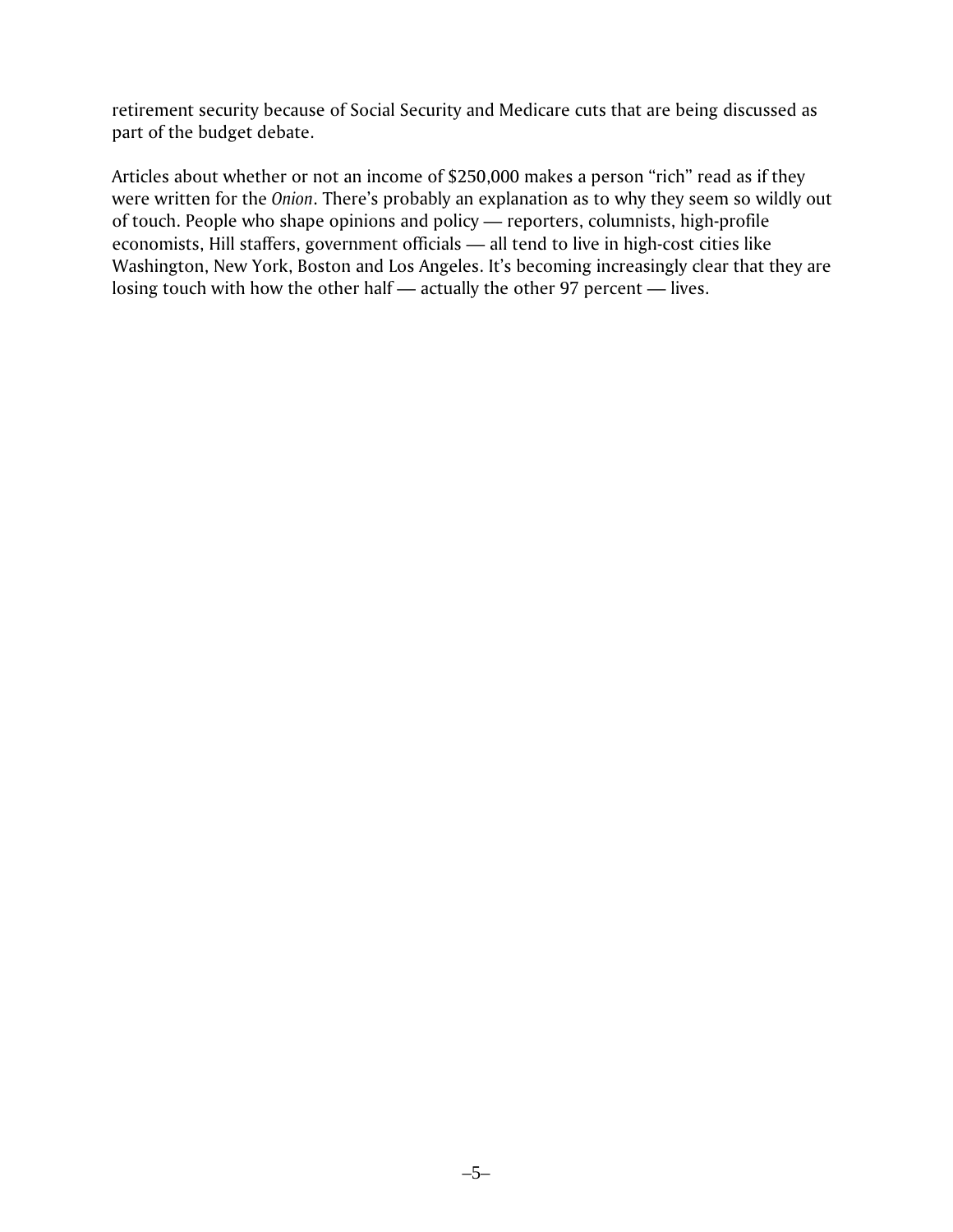retirement security because of Social Security and Medicare cuts that are being discussed as part of the budget debate.

Articles about whether or not an income of $250,000 makes a person "rich" read as if they were written for the *Onion*. There's probably an explanation as to why they seem so wildly out of touch. People who shape opinions and policy — reporters, columnists, high-profile economists, Hill staffers, government officials — all tend to live in high-cost cities like Washington, New York, Boston and Los Angeles. It's becoming increasingly clear that they are losing touch with how the other half — actually the other 97 percent — lives.